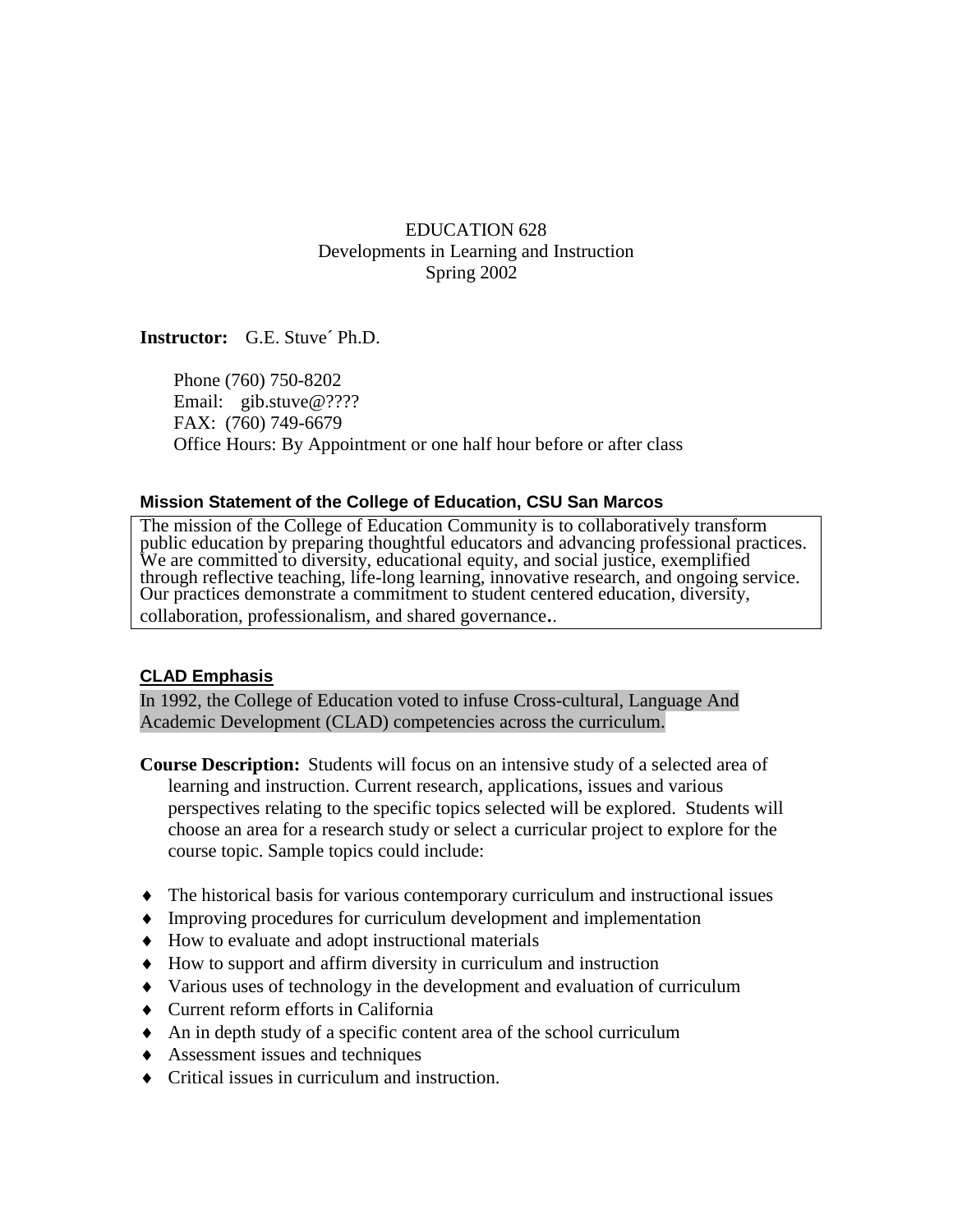EDUCATION 628
Developments in Learning and Instruction
Spring 2002

**Instructor:** G.E. Stuve´ Ph.D.

Phone (760) 750-8202
Email: gib.stuve@????
FAX: (760) 749-6679
Office Hours: By Appointment or one half hour before or after class

### Mission Statement of the College of Education, CSU San Marcos

The mission of the College of Education Community is to collaboratively transform public education by preparing thoughtful educators and advancing professional practices. We are committed to diversity, educational equity, and social justice, exemplified through reflective teaching, life-long learning, innovative research, and ongoing service. Our practices demonstrate a commitment to student centered education, diversity, collaboration, professionalism, and shared governance..

### CLAD Emphasis

In 1992, the College of Education voted to infuse Cross-cultural, Language And Academic Development (CLAD) competencies across the curriculum.

**Course Description:** Students will focus on an intensive study of a selected area of learning and instruction. Current research, applications, issues and various perspectives relating to the specific topics selected will be explored. Students will choose an area for a research study or select a curricular project to explore for the course topic. Sample topics could include:

- The historical basis for various contemporary curriculum and instructional issues
- Improving procedures for curriculum development and implementation
- How to evaluate and adopt instructional materials
- How to support and affirm diversity in curriculum and instruction
- Various uses of technology in the development and evaluation of curriculum
- Current reform efforts in California
- An in depth study of a specific content area of the school curriculum
- Assessment issues and techniques
- Critical issues in curriculum and instruction.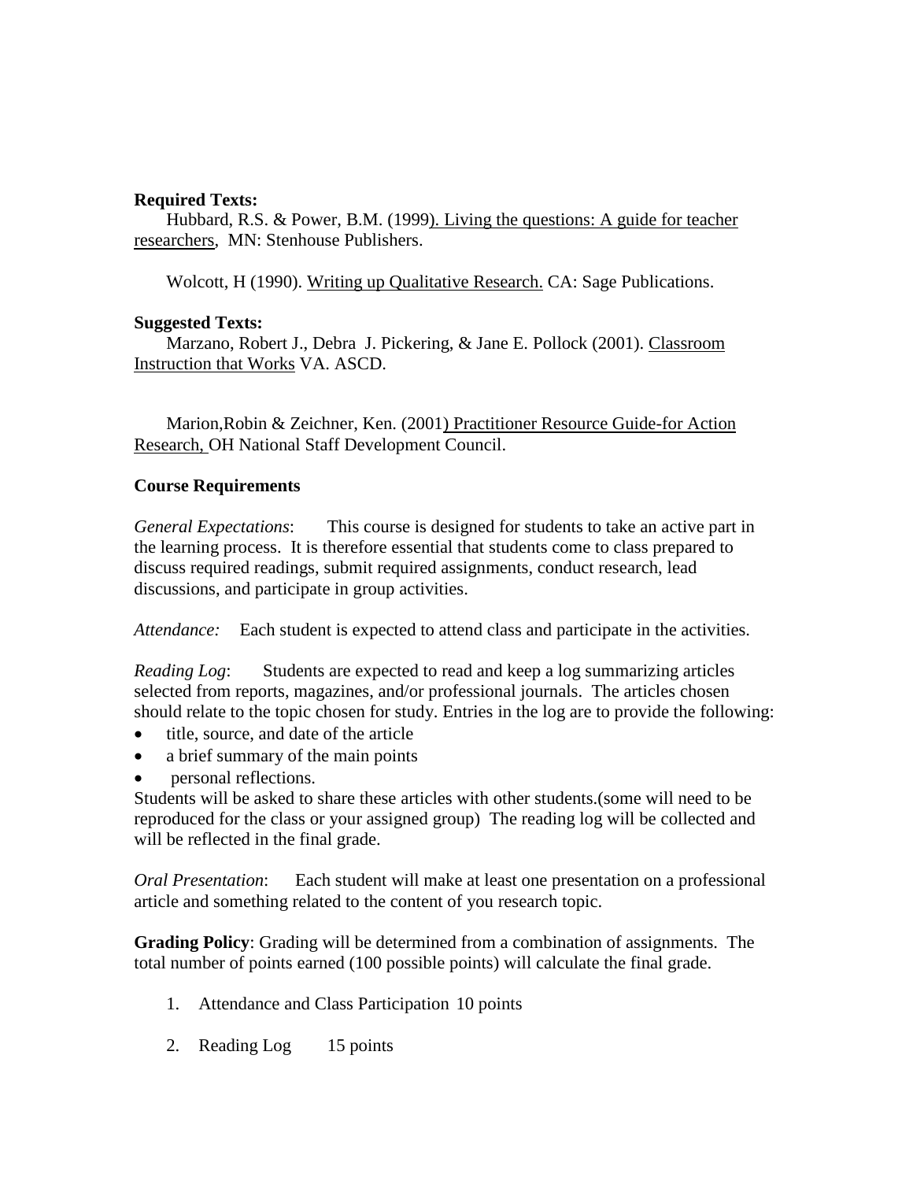**Required Texts:**

Hubbard, R.S. & Power, B.M. (1999). Living the questions: A guide for teacher researchers, MN: Stenhouse Publishers.

Wolcott, H (1990). Writing up Qualitative Research. CA: Sage Publications.

**Suggested Texts:**

Marzano, Robert J., Debra J. Pickering, & Jane E. Pollock (2001). Classroom Instruction that Works VA. ASCD.

Marion,Robin & Zeichner, Ken. (2001) Practitioner Resource Guide-for Action Research, OH National Staff Development Council.

**Course Requirements**

*General Expectations*: This course is designed for students to take an active part in the learning process. It is therefore essential that students come to class prepared to discuss required readings, submit required assignments, conduct research, lead discussions, and participate in group activities.

*Attendance:* Each student is expected to attend class and participate in the activities.

*Reading Log*: Students are expected to read and keep a log summarizing articles selected from reports, magazines, and/or professional journals. The articles chosen should relate to the topic chosen for study. Entries in the log are to provide the following:

- title, source, and date of the article
- a brief summary of the main points
- personal reflections.

Students will be asked to share these articles with other students.(some will need to be reproduced for the class or your assigned group) The reading log will be collected and will be reflected in the final grade.

*Oral Presentation*: Each student will make at least one presentation on a professional article and something related to the content of you research topic.

**Grading Policy**: Grading will be determined from a combination of assignments. The total number of points earned (100 possible points) will calculate the final grade.

1. Attendance and Class Participation 10 points
2. Reading Log 15 points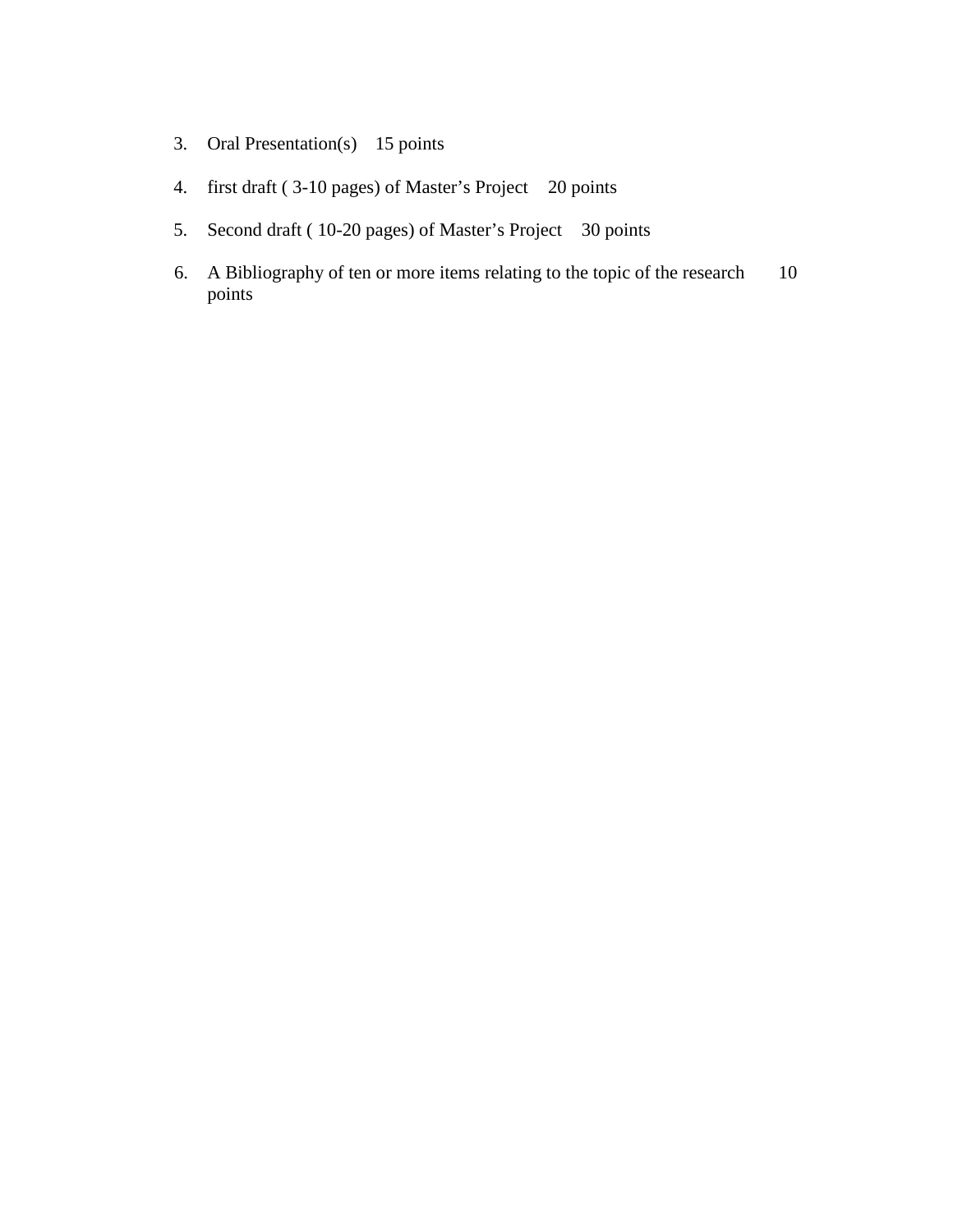3. Oral Presentation(s) 15 points

4. first draft ( 3-10 pages) of Master's Project 20 points

5. Second draft ( 10-20 pages) of Master's Project 30 points

6. A Bibliography of ten or more items relating to the topic of the research 10 points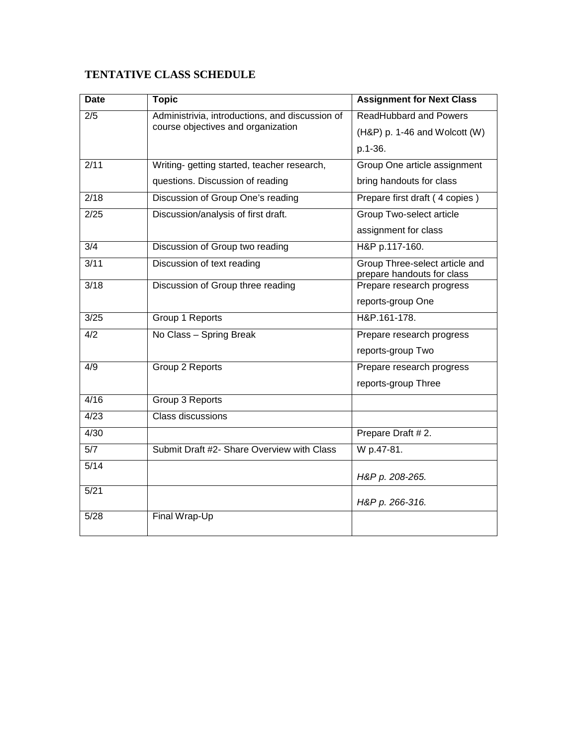### TENTATIVE CLASS SCHEDULE

| Date | Topic | Assignment for Next Class |
|---|---|---|
| 2/5 | Administrivia, introductions, and discussion of course objectives and organization | ReadHubbard and Powers (H&P) p. 1-46 and Wolcott (W) p.1-36. |
| 2/11 | Writing- getting started, teacher research, questions. Discussion of reading | Group One article assignment bring handouts for class |
| 2/18 | Discussion of Group One's reading | Prepare first draft ( 4 copies ) |
| 2/25 | Discussion/analysis of first draft. | Group Two-select article assignment for class |
| 3/4 | Discussion of Group two reading | H&P p.117-160. |
| 3/11 | Discussion of text reading | Group Three-select article and prepare handouts for class |
| 3/18 | Discussion of Group three reading | Prepare research progress reports-group One |
| 3/25 | Group 1 Reports | H&P.161-178. |
| 4/2 | No Class – Spring Break | Prepare research progress reports-group Two |
| 4/9 | Group 2 Reports | Prepare research progress reports-group Three |
| 4/16 | Group 3 Reports | |
| 4/23 | Class discussions | |
| 4/30 | | Prepare Draft # 2. |
| 5/7 | Submit Draft #2- Share Overview with Class | W p.47-81. |
| 5/14 | | *H&P p. 208-265.* |
| 5/21 | | *H&P p. 266-316.* |
| 5/28 | Final Wrap-Up | |